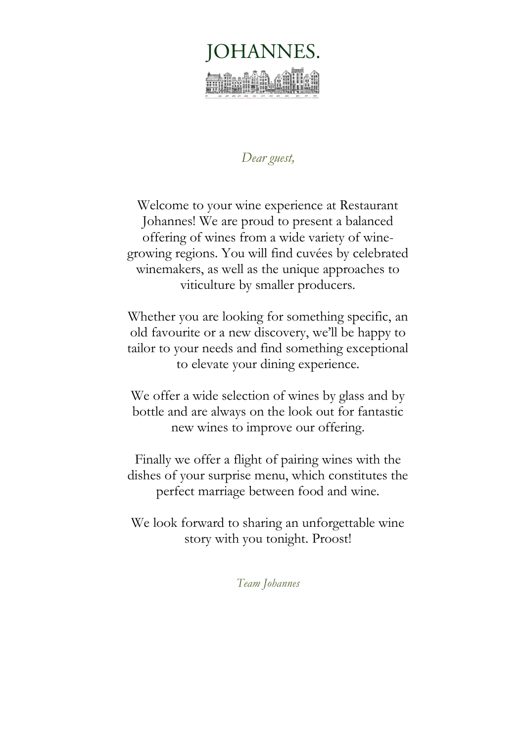# JOHANNES.

*Dear guest,*

Welcome to your wine experience at Restaurant Johannes! We are proud to present a balanced offering of wines from a wide variety of wine-growing regions. You will find cuvées by celebrated winemakers, as well as the unique approaches to viticulture by smaller producers.

Whether you are looking for something specific, an old favourite or a new discovery, we'll be happy to tailor to your needs and find something exceptional to elevate your dining experience.

We offer a wide selection of wines by glass and by bottle and are always on the look out for fantastic new wines to improve our offering.

Finally we offer a flight of pairing wines with the dishes of your surprise menu, which constitutes the perfect marriage between food and wine.

We look forward to sharing an unforgettable wine story with you tonight. Proost!

*Team Johannes*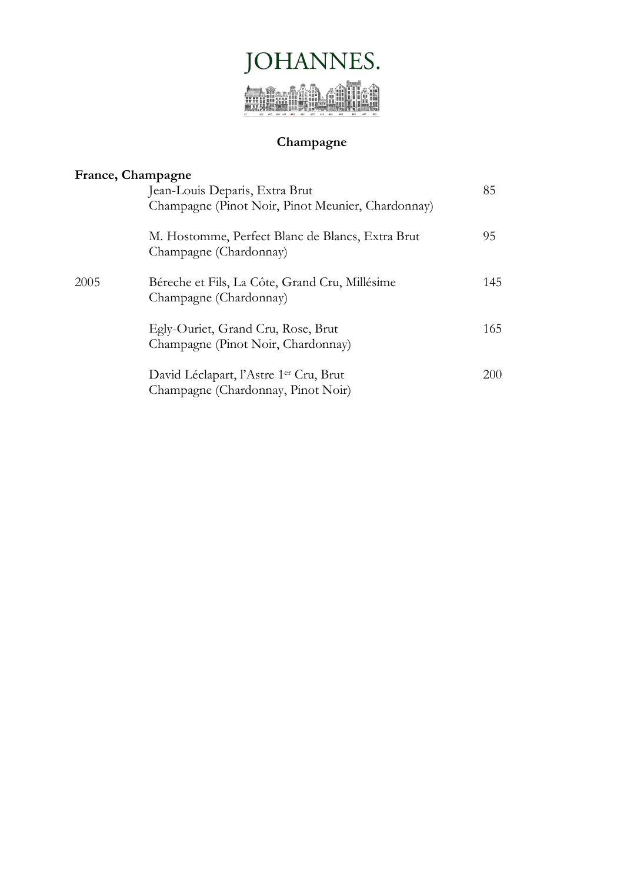# JOHANNES.

## Champagne

### France, Champagne

| Year | Wine | Price |
|---|---|---|
| | Jean-Louis Deparis, Extra Brut<br>Champagne (Pinot Noir, Pinot Meunier, Chardonnay) | 85 |
| | M. Hostomme, Perfect Blanc de Blancs, Extra Brut<br>Champagne (Chardonnay) | 95 |
| 2005 | Béreche et Fils, La Côte, Grand Cru, Millésime<br>Champagne (Chardonnay) | 145 |
| | Egly-Ouriet, Grand Cru, Rose, Brut<br>Champagne (Pinot Noir, Chardonnay) | 165 |
| | David Léclapart, l'Astre 1er Cru, Brut<br>Champagne (Chardonnay, Pinot Noir) | 200 |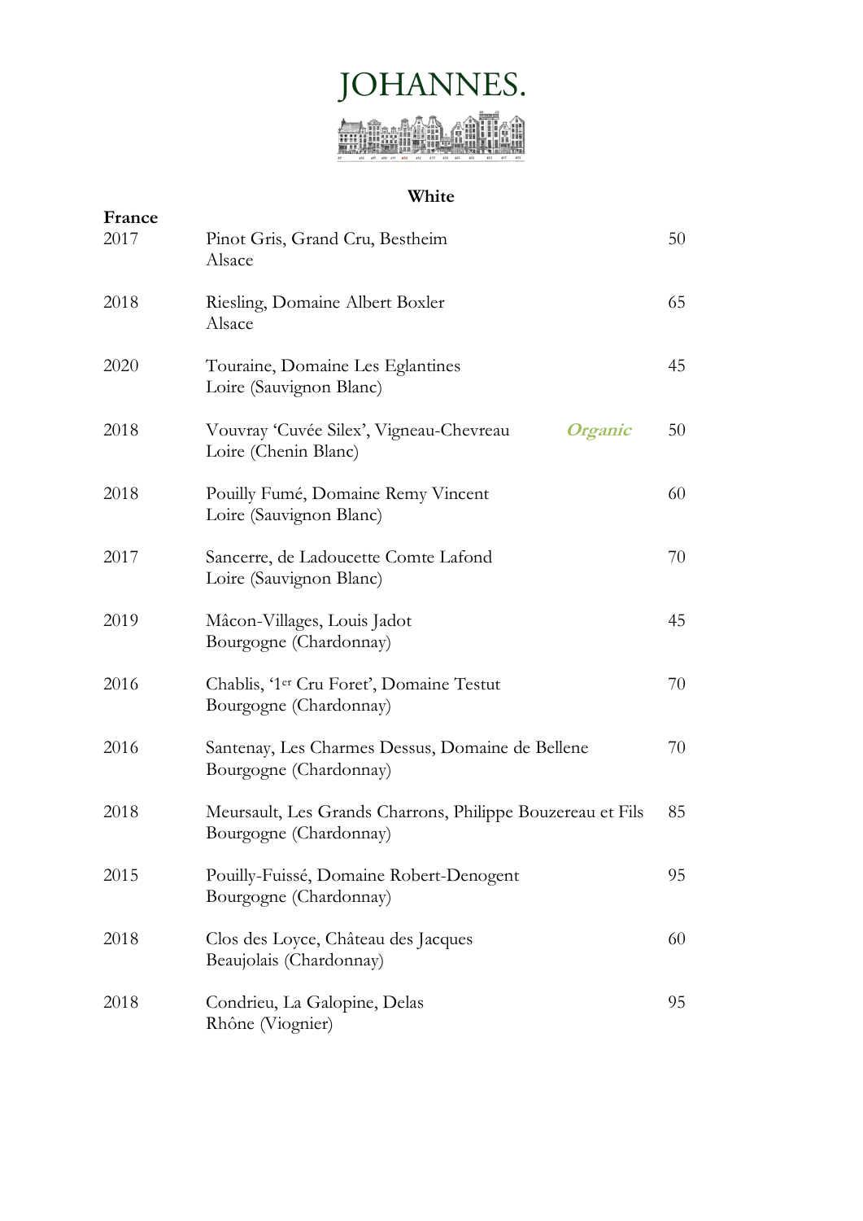# JOHANNES.

## White

### France

| Year | Wine | | Price |
|---|---|---|---|
| 2017 | Pinot Gris, Grand Cru, Bestheim<br>Alsace | | 50 |
| 2018 | Riesling, Domaine Albert Boxler<br>Alsace | | 65 |
| 2020 | Touraine, Domaine Les Eglantines<br>Loire (Sauvignon Blanc) | | 45 |
| 2018 | Vouvray 'Cuvée Silex', Vigneau-Chevreau<br>Loire (Chenin Blanc) | ***Organic*** | 50 |
| 2018 | Pouilly Fumé, Domaine Remy Vincent<br>Loire (Sauvignon Blanc) | | 60 |
| 2017 | Sancerre, de Ladoucette Comte Lafond<br>Loire (Sauvignon Blanc) | | 70 |
| 2019 | Mâcon-Villages, Louis Jadot<br>Bourgogne (Chardonnay) | | 45 |
| 2016 | Chablis, '1er Cru Foret', Domaine Testut<br>Bourgogne (Chardonnay) | | 70 |
| 2016 | Santenay, Les Charmes Dessus, Domaine de Bellene<br>Bourgogne (Chardonnay) | | 70 |
| 2018 | Meursault, Les Grands Charrons, Philippe Bouzereau et Fils<br>Bourgogne (Chardonnay) | | 85 |
| 2015 | Pouilly-Fuissé, Domaine Robert-Denogent<br>Bourgogne (Chardonnay) | | 95 |
| 2018 | Clos des Loyce, Château des Jacques<br>Beaujolais (Chardonnay) | | 60 |
| 2018 | Condrieu, La Galopine, Delas<br>Rhône (Viognier) | | 95 |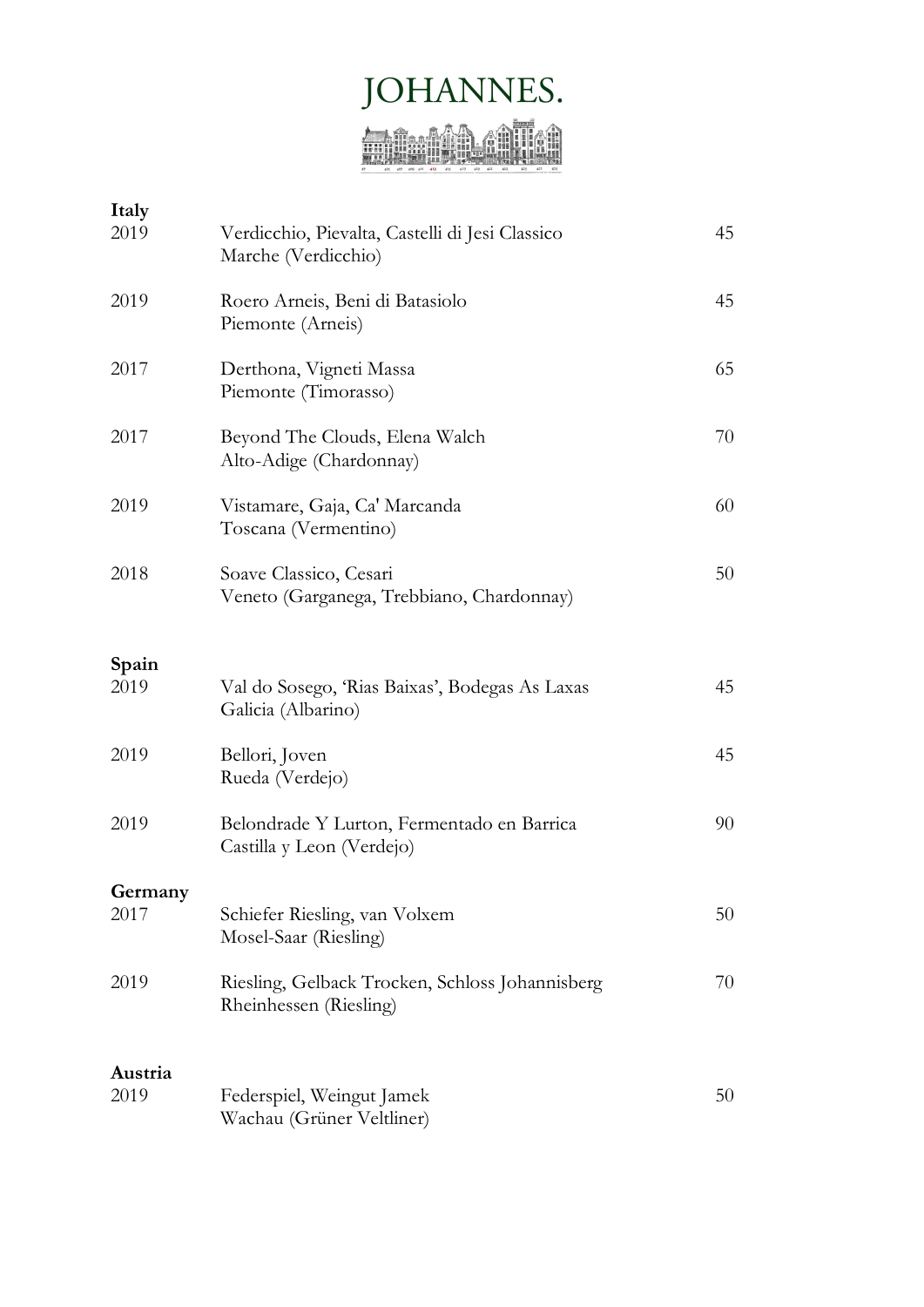# JOHANNES.

**Italy**

| | | |
|---|---|---|
| 2019 | Verdicchio, Pievalta, Castelli di Jesi Classico<br>Marche (Verdicchio) | 45 |
| 2019 | Roero Arneis, Beni di Batasiolo<br>Piemonte (Arneis) | 45 |
| 2017 | Derthona, Vigneti Massa<br>Piemonte (Timorasso) | 65 |
| 2017 | Beyond The Clouds, Elena Walch<br>Alto-Adige (Chardonnay) | 70 |
| 2019 | Vistamare, Gaja, Ca' Marcanda<br>Toscana (Vermentino) | 60 |
| 2018 | Soave Classico, Cesari<br>Veneto (Garganega, Trebbiano, Chardonnay) | 50 |

**Spain**

| | | |
|---|---|---|
| 2019 | Val do Sosego, 'Rias Baixas', Bodegas As Laxas<br>Galicia (Albarino) | 45 |
| 2019 | Bellori, Joven<br>Rueda (Verdejo) | 45 |
| 2019 | Belondrade Y Lurton, Fermentado en Barrica<br>Castilla y Leon (Verdejo) | 90 |

**Germany**

| | | |
|---|---|---|
| 2017 | Schiefer Riesling, van Volxem<br>Mosel-Saar (Riesling) | 50 |
| 2019 | Riesling, Gelback Trocken, Schloss Johannisberg<br>Rheinhessen (Riesling) | 70 |

**Austria**

| | | |
|---|---|---|
| 2019 | Federspiel, Weingut Jamek<br>Wachau (Grüner Veltliner) | 50 |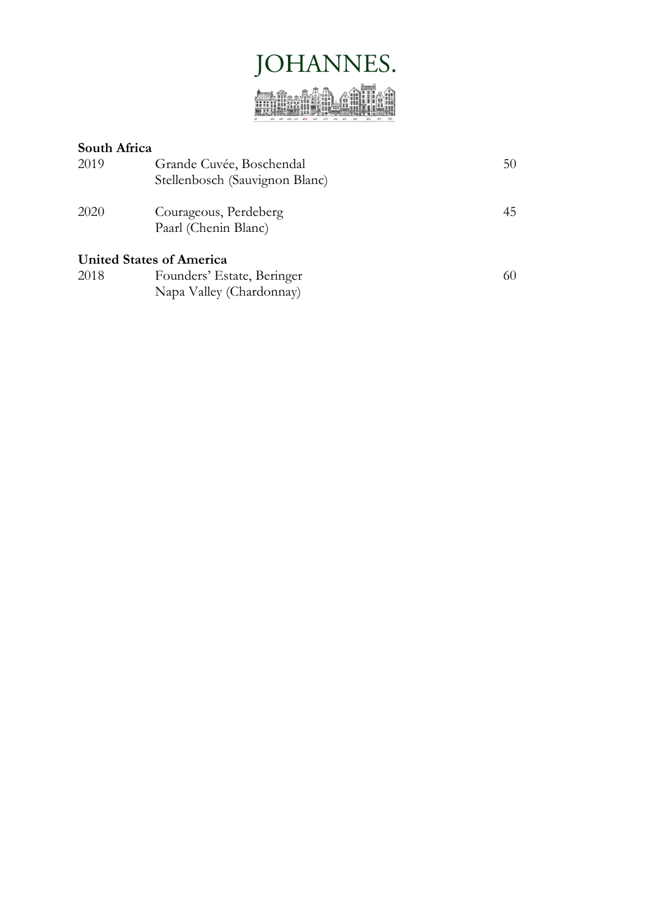# JOHANNES.

**South Africa**

| | | |
|---|---|---|
| 2019 | Grande Cuvée, Boschendal<br>Stellenbosch (Sauvignon Blanc) | 50 |
| 2020 | Courageous, Perdeberg<br>Paarl (Chenin Blanc) | 45 |

**United States of America**

| | | |
|---|---|---|
| 2018 | Founders' Estate, Beringer<br>Napa Valley (Chardonnay) | 60 |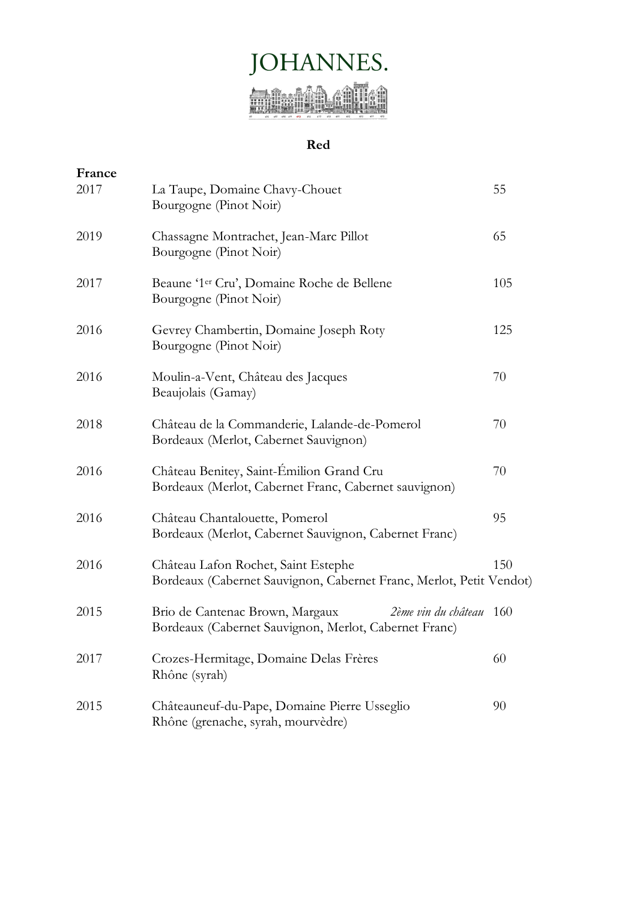# JOHANNES.

## Red

### France

2017 La Taupe, Domaine Chavy-Chouet — 55
Bourgogne (Pinot Noir)

2019 Chassagne Montrachet, Jean-Marc Pillot — 65
Bourgogne (Pinot Noir)

2017 Beaune '1er Cru', Domaine Roche de Bellene — 105
Bourgogne (Pinot Noir)

2016 Gevrey Chambertin, Domaine Joseph Roty — 125
Bourgogne (Pinot Noir)

2016 Moulin-a-Vent, Château des Jacques — 70
Beaujolais (Gamay)

2018 Château de la Commanderie, Lalande-de-Pomerol — 70
Bordeaux (Merlot, Cabernet Sauvignon)

2016 Château Benitey, Saint-Émilion Grand Cru — 70
Bordeaux (Merlot, Cabernet Franc, Cabernet sauvignon)

2016 Château Chantalouette, Pomerol — 95
Bordeaux (Merlot, Cabernet Sauvignon, Cabernet Franc)

2016 Château Lafon Rochet, Saint Estephe — 150
Bordeaux (Cabernet Sauvignon, Cabernet Franc, Merlot, Petit Vendot)

2015 Brio de Cantenac Brown, Margaux *2ème vin du château* — 160
Bordeaux (Cabernet Sauvignon, Merlot, Cabernet Franc)

2017 Crozes-Hermitage, Domaine Delas Frères — 60
Rhône (syrah)

2015 Châteauneuf-du-Pape, Domaine Pierre Usseglio — 90
Rhône (grenache, syrah, mourvèdre)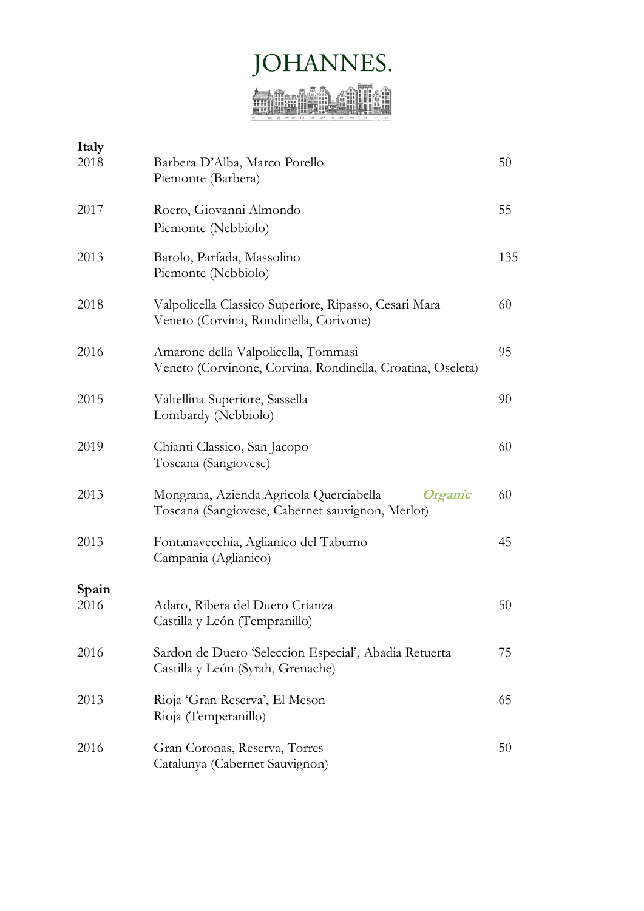# JOHANNES.

## Italy

| Year | Wine | Price |
|---|---|---|
| 2018 | Barbera D'Alba, Marco Porello<br>Piemonte (Barbera) | 50 |
| 2017 | Roero, Giovanni Almondo<br>Piemonte (Nebbiolo) | 55 |
| 2013 | Barolo, Parfada, Massolino<br>Piemonte (Nebbiolo) | 135 |
| 2018 | Valpolicella Classico Superiore, Ripasso, Cesari Mara<br>Veneto (Corvina, Rondinella, Corivone) | 60 |
| 2016 | Amarone della Valpolicella, Tommasi<br>Veneto (Corvinone, Corvina, Rondinella, Croatina, Oseleta) | 95 |
| 2015 | Valtellina Superiore, Sassella<br>Lombardy (Nebbiolo) | 90 |
| 2019 | Chianti Classico, San Jacopo<br>Toscana (Sangiovese) | 60 |
| 2013 | Mongrana, Azienda Agricola Querciabella ***Organic***<br>Toscana (Sangiovese, Cabernet sauvignon, Merlot) | 60 |
| 2013 | Fontanavecchia, Aglianico del Taburno<br>Campania (Aglianico) | 45 |

## Spain

| Year | Wine | Price |
|---|---|---|
| 2016 | Adaro, Ribera del Duero Crianza<br>Castilla y León (Tempranillo) | 50 |
| 2016 | Sardon de Duero 'Seleccion Especial', Abadia Retuerta<br>Castilla y León (Syrah, Grenache) | 75 |
| 2013 | Rioja 'Gran Reserva', El Meson<br>Rioja (Temperanillo) | 65 |
| 2016 | Gran Coronas, Reserva, Torres<br>Catalunya (Cabernet Sauvignon) | 50 |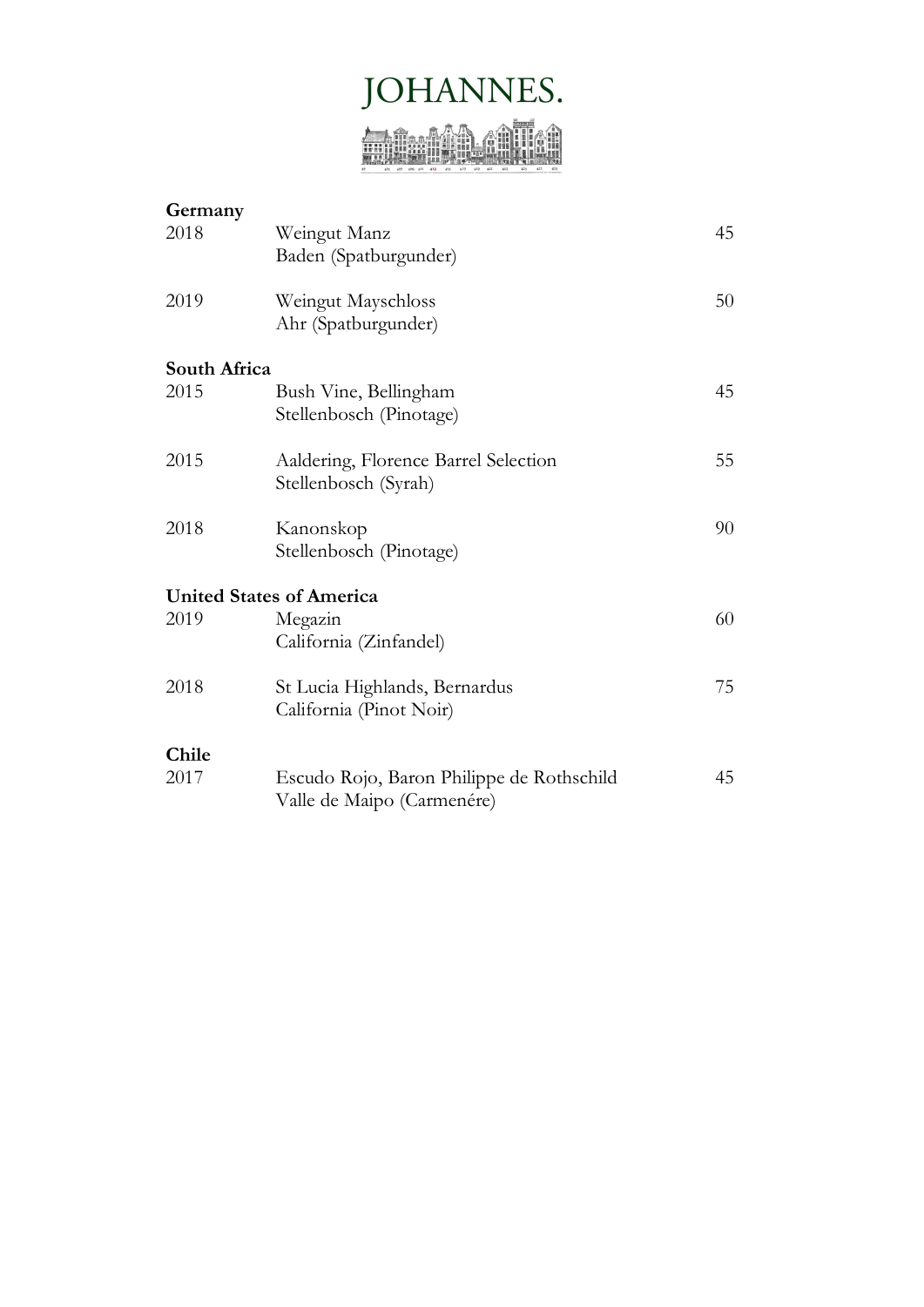# JOHANNES.

## Germany

| Year | Wine | Price |
|---|---|---|
| 2018 | Weingut Manz<br>Baden (Spatburgunder) | 45 |
| 2019 | Weingut Mayschloss<br>Ahr (Spatburgunder) | 50 |

## South Africa

| Year | Wine | Price |
|---|---|---|
| 2015 | Bush Vine, Bellingham<br>Stellenbosch (Pinotage) | 45 |
| 2015 | Aaldering, Florence Barrel Selection<br>Stellenbosch (Syrah) | 55 |
| 2018 | Kanonskop<br>Stellenbosch (Pinotage) | 90 |

## United States of America

| Year | Wine | Price |
|---|---|---|
| 2019 | Megazin<br>California (Zinfandel) | 60 |
| 2018 | St Lucia Highlands, Bernardus<br>California (Pinot Noir) | 75 |

## Chile

| Year | Wine | Price |
|---|---|---|
| 2017 | Escudo Rojo, Baron Philippe de Rothschild<br>Valle de Maipo (Carmenére) | 45 |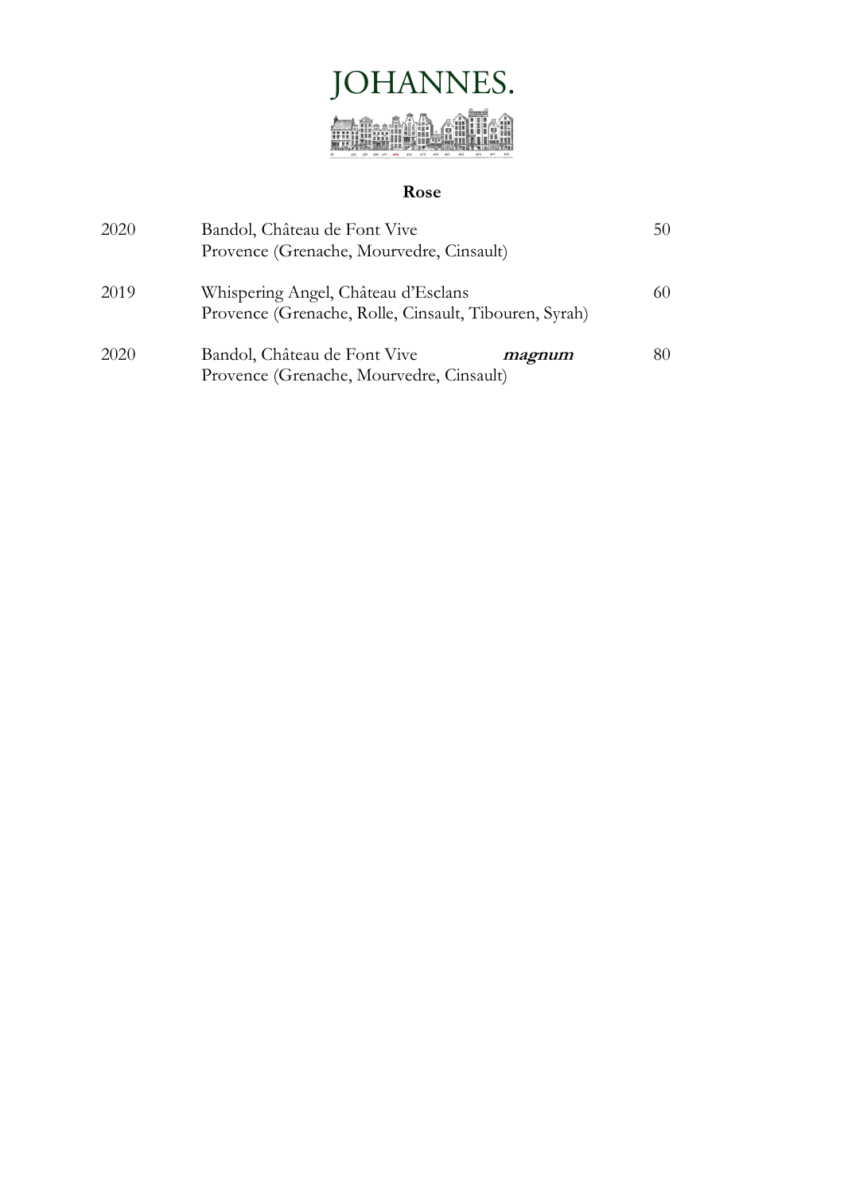# JOHANNES.

## Rose

| | | | |
|---|---|---|---|
| 2020 | Bandol, Château de Font Vive<br>Provence (Grenache, Mourvedre, Cinsault) | | 50 |
| 2019 | Whispering Angel, Château d'Esclans<br>Provence (Grenache, Rolle, Cinsault, Tibouren, Syrah) | | 60 |
| 2020 | Bandol, Château de Font Vive<br>Provence (Grenache, Mourvedre, Cinsault) | ***magnum*** | 80 |